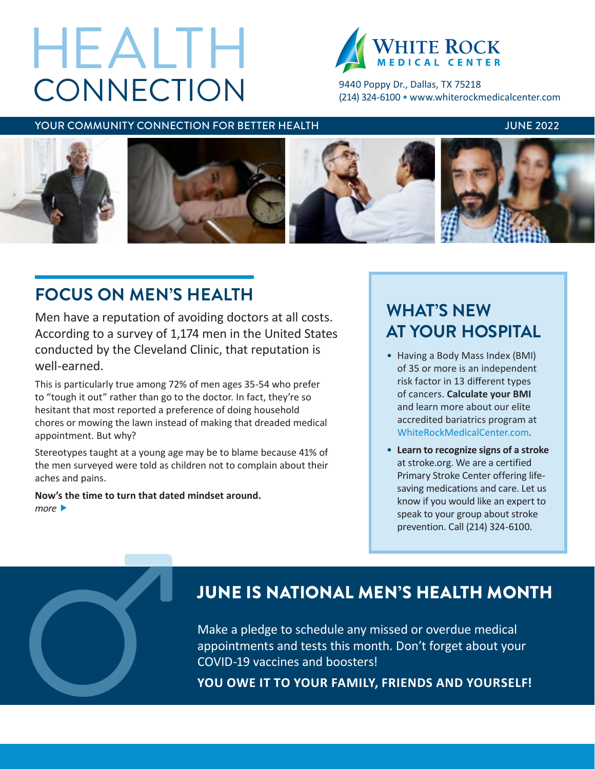# HEALTH CONNECTION

**WHITE ROCK MEDICAL CENTER**

9440 Poppy Dr., Dallas, TX 75218
(214) 324-6100 • www.whiterockmedicalcenter.com

YOUR COMMUNITY CONNECTION FOR BETTER HEALTH — JUNE 2022

## FOCUS ON MEN'S HEALTH

Men have a reputation of avoiding doctors at all costs. According to a survey of 1,174 men in the United States conducted by the Cleveland Clinic, that reputation is well-earned.

This is particularly true among 72% of men ages 35-54 who prefer to "tough it out" rather than go to the doctor. In fact, they're so hesitant that most reported a preference of doing household chores or mowing the lawn instead of making that dreaded medical appointment. But why?

Stereotypes taught at a young age may be to blame because 41% of the men surveyed were told as children not to complain about their aches and pains.

**Now's the time to turn that dated mindset around.**
*more* ▶

## WHAT'S NEW AT YOUR HOSPITAL

- Having a Body Mass Index (BMI) of 35 or more is an independent risk factor in 13 different types of cancers. **Calculate your BMI** and learn more about our elite accredited bariatrics program at WhiteRockMedicalCenter.com.
- **Learn to recognize signs of a stroke** at stroke.org. We are a certified Primary Stroke Center offering life-saving medications and care. Let us know if you would like an expert to speak to your group about stroke prevention. Call (214) 324-6100.

## JUNE IS NATIONAL MEN'S HEALTH MONTH

Make a pledge to schedule any missed or overdue medical appointments and tests this month. Don't forget about your COVID-19 vaccines and boosters!

**YOU OWE IT TO YOUR FAMILY, FRIENDS AND YOURSELF!**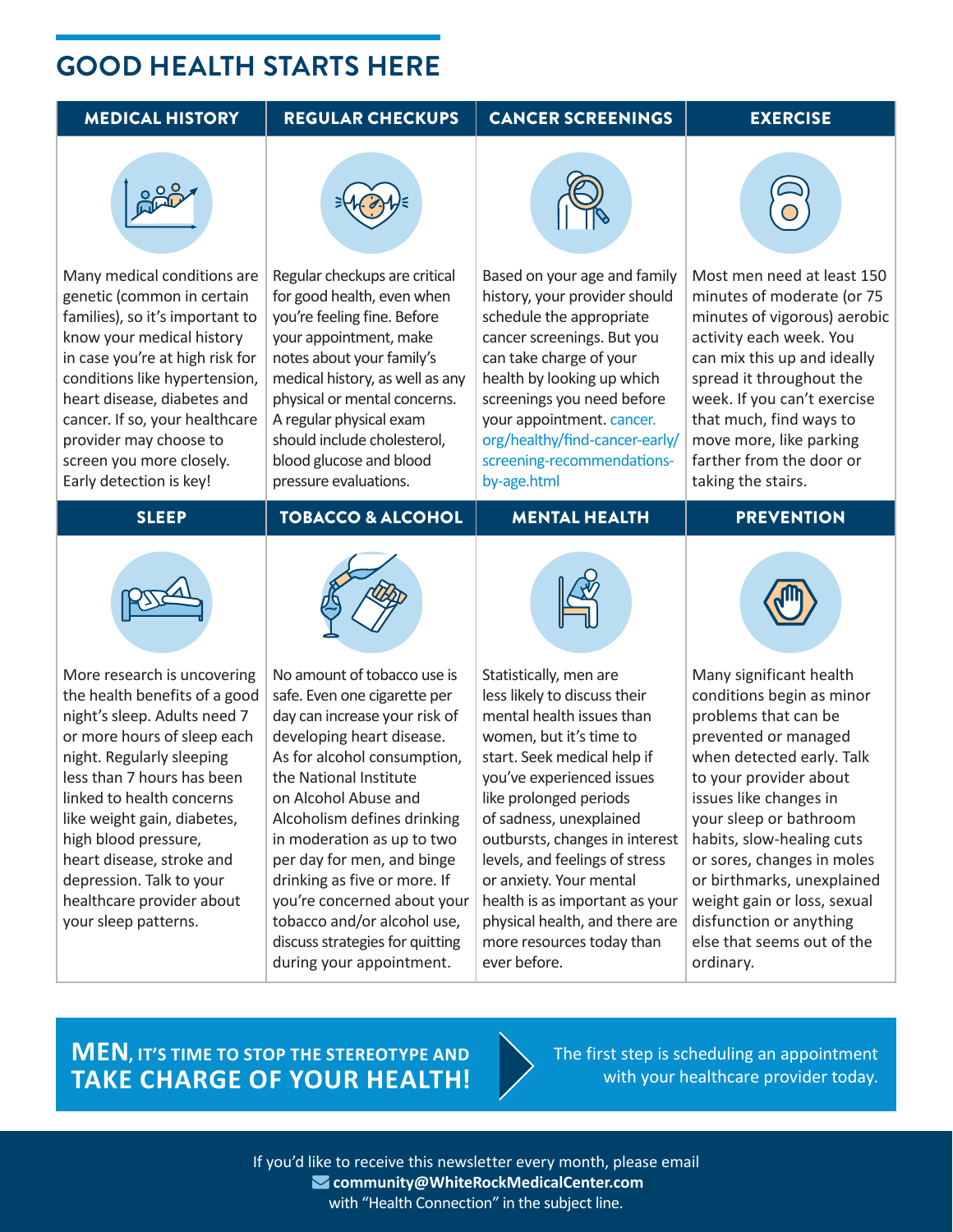# GOOD HEALTH STARTS HERE

## MEDICAL HISTORY

Many medical conditions are genetic (common in certain families), so it's important to know your medical history in case you're at high risk for conditions like hypertension, heart disease, diabetes and cancer. If so, your healthcare provider may choose to screen you more closely. Early detection is key!

## REGULAR CHECKUPS

Regular checkups are critical for good health, even when you're feeling fine. Before your appointment, make notes about your family's medical history, as well as any physical or mental concerns. A regular physical exam should include cholesterol, blood glucose and blood pressure evaluations.

## CANCER SCREENINGS

Based on your age and family history, your provider should schedule the appropriate cancer screenings. But you can take charge of your health by looking up which screenings you need before your appointment. cancer.org/healthy/find-cancer-early/screening-recommendations-by-age.html

## EXERCISE

Most men need at least 150 minutes of moderate (or 75 minutes of vigorous) aerobic activity each week. You can mix this up and ideally spread it throughout the week. If you can't exercise that much, find ways to move more, like parking farther from the door or taking the stairs.

## SLEEP

More research is uncovering the health benefits of a good night's sleep. Adults need 7 or more hours of sleep each night. Regularly sleeping less than 7 hours has been linked to health concerns like weight gain, diabetes, high blood pressure, heart disease, stroke and depression. Talk to your healthcare provider about your sleep patterns.

## TOBACCO & ALCOHOL

No amount of tobacco use is safe. Even one cigarette per day can increase your risk of developing heart disease. As for alcohol consumption, the National Institute on Alcohol Abuse and Alcoholism defines drinking in moderation as up to two per day for men, and binge drinking as five or more. If you're concerned about your tobacco and/or alcohol use, discuss strategies for quitting during your appointment.

## MENTAL HEALTH

Statistically, men are less likely to discuss their mental health issues than women, but it's time to start. Seek medical help if you've experienced issues like prolonged periods of sadness, unexplained outbursts, changes in interest levels, and feelings of stress or anxiety. Your mental health is as important as your physical health, and there are more resources today than ever before.

## PREVENTION

Many significant health conditions begin as minor problems that can be prevented or managed when detected early. Talk to your provider about issues like changes in your sleep or bathroom habits, slow-healing cuts or sores, changes in moles or birthmarks, unexplained weight gain or loss, sexual disfunction or anything else that seems out of the ordinary.

**MEN, IT'S TIME TO STOP THE STEREOTYPE AND TAKE CHARGE OF YOUR HEALTH!**

The first step is scheduling an appointment with your healthcare provider today.

If you'd like to receive this newsletter every month, please email **community@WhiteRockMedicalCenter.com** with "Health Connection" in the subject line.